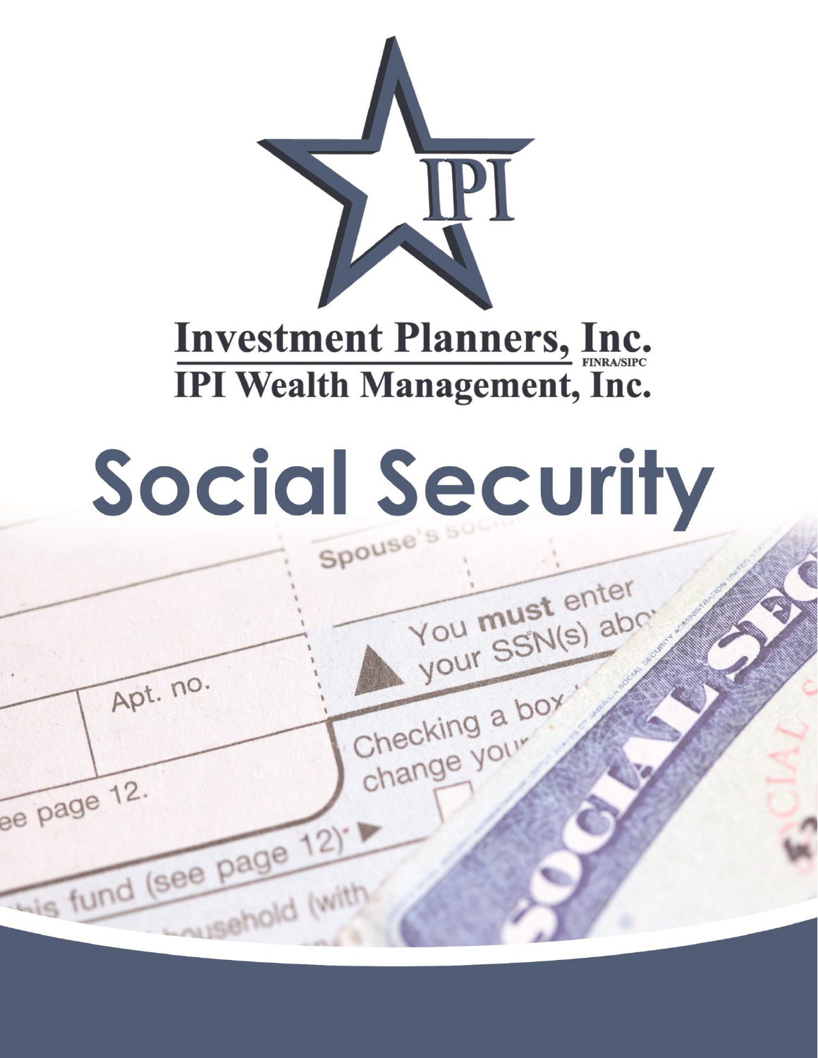# Investment Planners, Inc.

FINRA/SIPC

# IPI Wealth Management, Inc.

# Social Security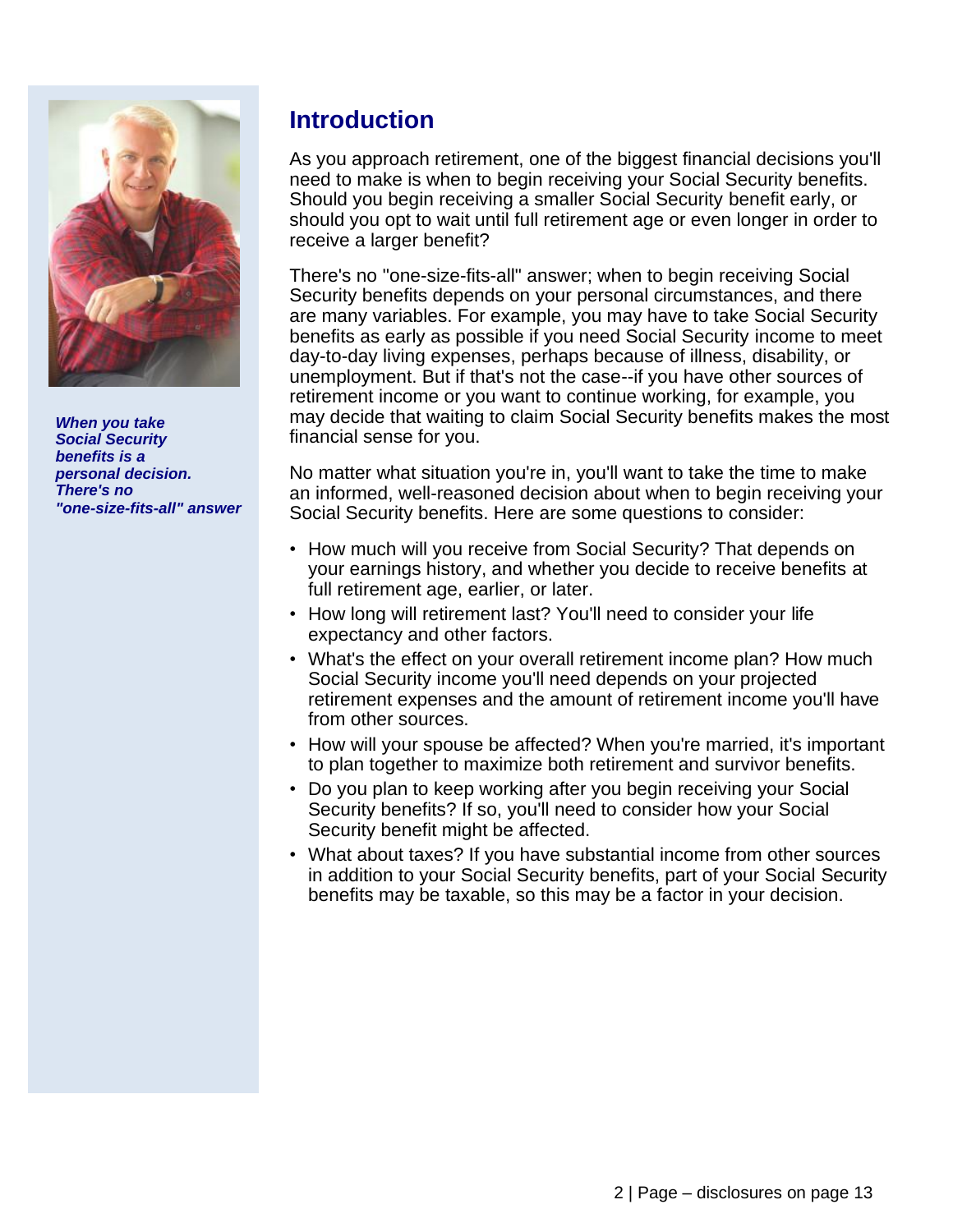***When you take Social Security benefits is a personal decision. There's no "one-size-fits-all" answer***

## Introduction

As you approach retirement, one of the biggest financial decisions you'll need to make is when to begin receiving your Social Security benefits. Should you begin receiving a smaller Social Security benefit early, or should you opt to wait until full retirement age or even longer in order to receive a larger benefit?

There's no "one-size-fits-all" answer; when to begin receiving Social Security benefits depends on your personal circumstances, and there are many variables. For example, you may have to take Social Security benefits as early as possible if you need Social Security income to meet day-to-day living expenses, perhaps because of illness, disability, or unemployment. But if that's not the case--if you have other sources of retirement income or you want to continue working, for example, you may decide that waiting to claim Social Security benefits makes the most financial sense for you.

No matter what situation you're in, you'll want to take the time to make an informed, well-reasoned decision about when to begin receiving your Social Security benefits. Here are some questions to consider:

- How much will you receive from Social Security? That depends on your earnings history, and whether you decide to receive benefits at full retirement age, earlier, or later.
- How long will retirement last? You'll need to consider your life expectancy and other factors.
- What's the effect on your overall retirement income plan? How much Social Security income you'll need depends on your projected retirement expenses and the amount of retirement income you'll have from other sources.
- How will your spouse be affected? When you're married, it's important to plan together to maximize both retirement and survivor benefits.
- Do you plan to keep working after you begin receiving your Social Security benefits? If so, you'll need to consider how your Social Security benefit might be affected.
- What about taxes? If you have substantial income from other sources in addition to your Social Security benefits, part of your Social Security benefits may be taxable, so this may be a factor in your decision.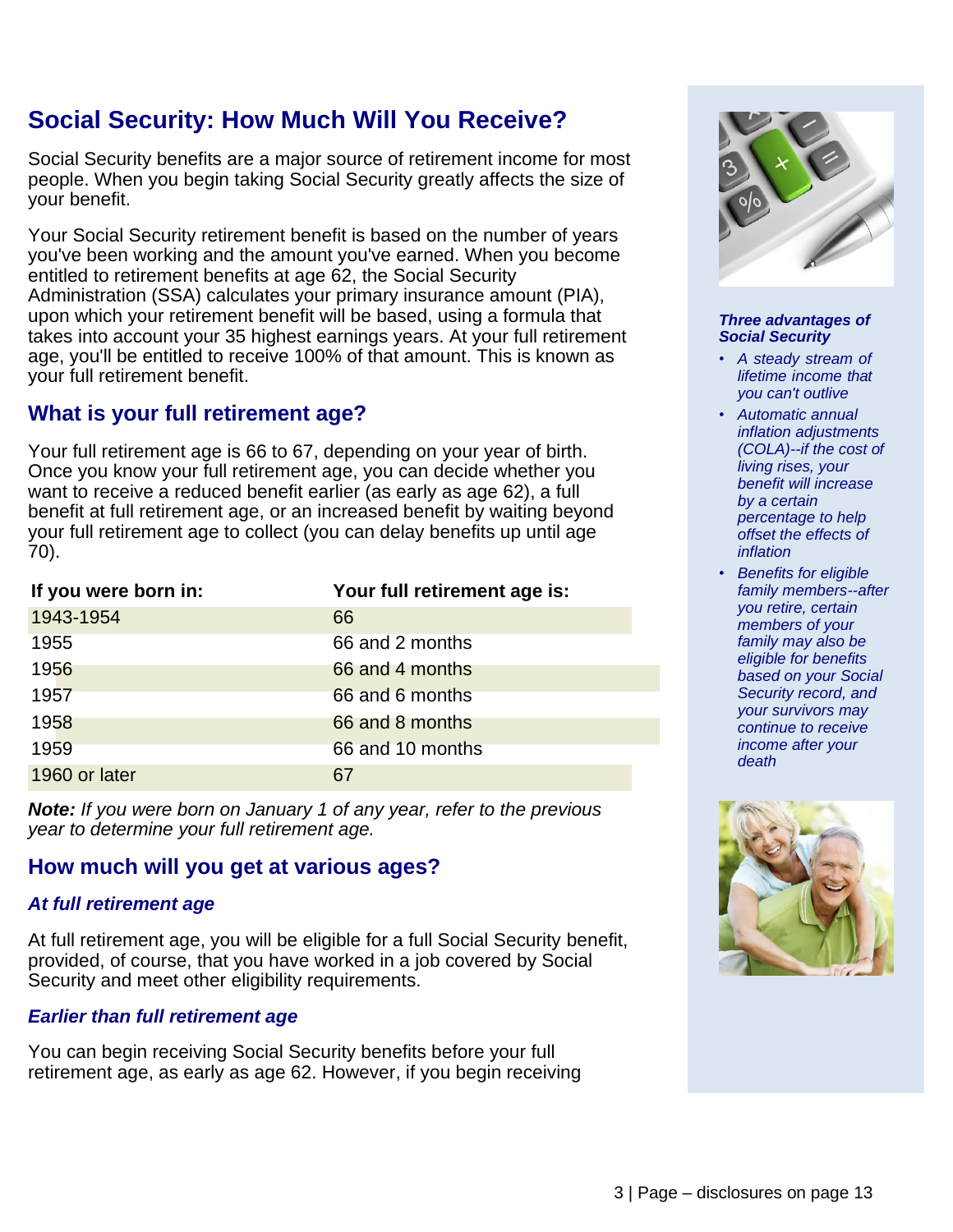## Social Security: How Much Will You Receive?

Social Security benefits are a major source of retirement income for most people. When you begin taking Social Security greatly affects the size of your benefit.

Your Social Security retirement benefit is based on the number of years you've been working and the amount you've earned. When you become entitled to retirement benefits at age 62, the Social Security Administration (SSA) calculates your primary insurance amount (PIA), upon which your retirement benefit will be based, using a formula that takes into account your 35 highest earnings years. At your full retirement age, you'll be entitled to receive 100% of that amount. This is known as your full retirement benefit.

### What is your full retirement age?

Your full retirement age is 66 to 67, depending on your year of birth. Once you know your full retirement age, you can decide whether you want to receive a reduced benefit earlier (as early as age 62), a full benefit at full retirement age, or an increased benefit by waiting beyond your full retirement age to collect (you can delay benefits up until age 70).

| If you were born in: | Your full retirement age is: |
|---|---|
| 1943-1954 | 66 |
| 1955 | 66 and 2 months |
| 1956 | 66 and 4 months |
| 1957 | 66 and 6 months |
| 1958 | 66 and 8 months |
| 1959 | 66 and 10 months |
| 1960 or later | 67 |

***Note:*** *If you were born on January 1 of any year, refer to the previous year to determine your full retirement age.*

### How much will you get at various ages?

#### *At full retirement age*

At full retirement age, you will be eligible for a full Social Security benefit, provided, of course, that you have worked in a job covered by Social Security and meet other eligibility requirements.

#### *Earlier than full retirement age*

You can begin receiving Social Security benefits before your full retirement age, as early as age 62. However, if you begin receiving

***Three advantages of Social Security***

- *A steady stream of lifetime income that you can't outlive*
- *Automatic annual inflation adjustments (COLA)--if the cost of living rises, your benefit will increase by a certain percentage to help offset the effects of inflation*
- *Benefits for eligible family members--after you retire, certain members of your family may also be eligible for benefits based on your Social Security record, and your survivors may continue to receive income after your death*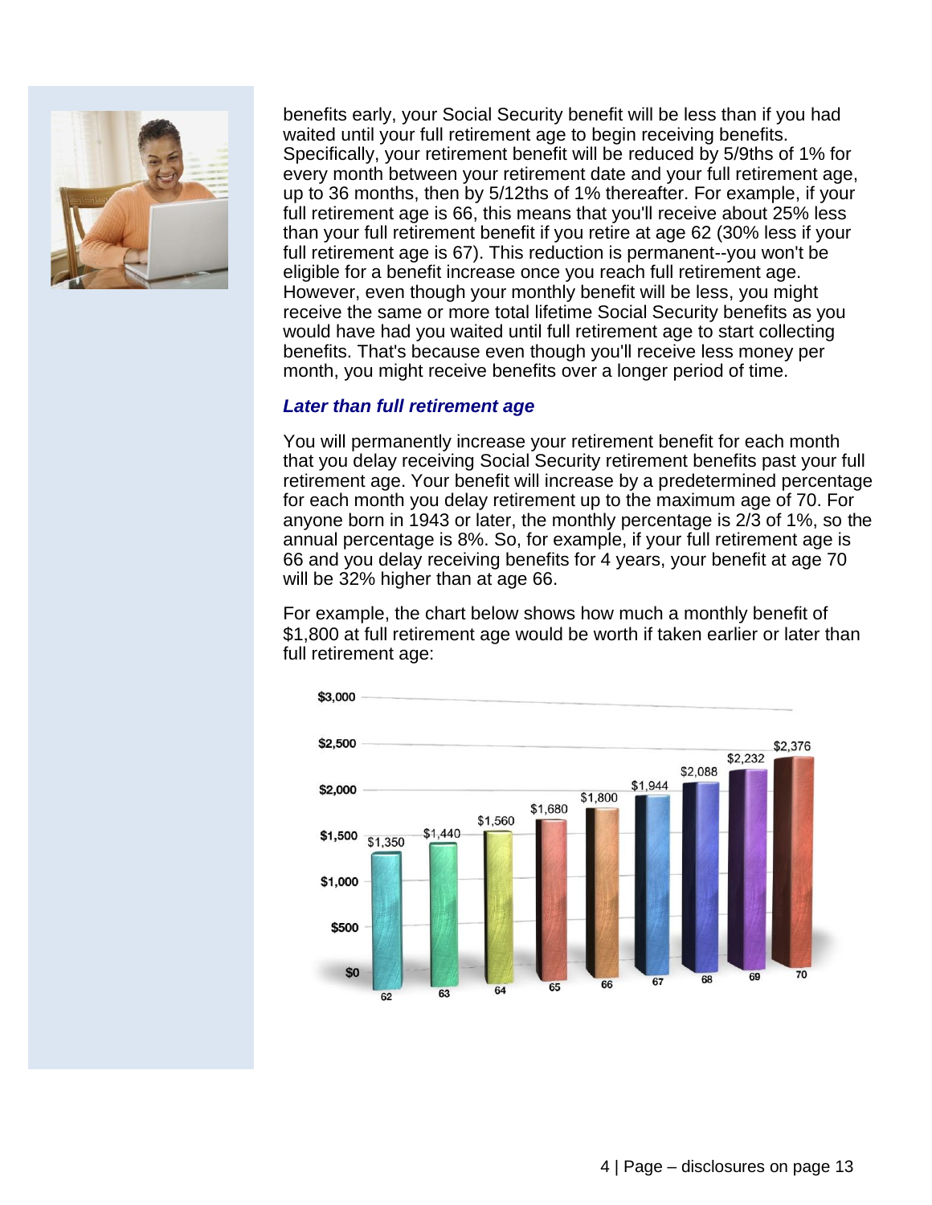benefits early, your Social Security benefit will be less than if you had waited until your full retirement age to begin receiving benefits. Specifically, your retirement benefit will be reduced by 5/9ths of 1% for every month between your retirement date and your full retirement age, up to 36 months, then by 5/12ths of 1% thereafter. For example, if your full retirement age is 66, this means that you'll receive about 25% less than your full retirement benefit if you retire at age 62 (30% less if your full retirement age is 67). This reduction is permanent--you won't be eligible for a benefit increase once you reach full retirement age. However, even though your monthly benefit will be less, you might receive the same or more total lifetime Social Security benefits as you would have had you waited until full retirement age to start collecting benefits. That's because even though you'll receive less money per month, you might receive benefits over a longer period of time.

### *Later than full retirement age*

You will permanently increase your retirement benefit for each month that you delay receiving Social Security retirement benefits past your full retirement age. Your benefit will increase by a predetermined percentage for each month you delay retirement up to the maximum age of 70. For anyone born in 1943 or later, the monthly percentage is 2/3 of 1%, so the annual percentage is 8%. So, for example, if your full retirement age is 66 and you delay receiving benefits for 4 years, your benefit at age 70 will be 32% higher than at age 66.

For example, the chart below shows how much a monthly benefit of $1,800 at full retirement age would be worth if taken earlier or later than full retirement age:

| Age | Monthly Benefit |
|---|---|
| 62 | $1,350 |
| 63 | $1,440 |
| 64 | $1,560 |
| 65 | $1,680 |
| 66 | $1,800 |
| 67 | $1,944 |
| 68 | $2,088 |
| 69 | $2,232 |
| 70 | $2,376 |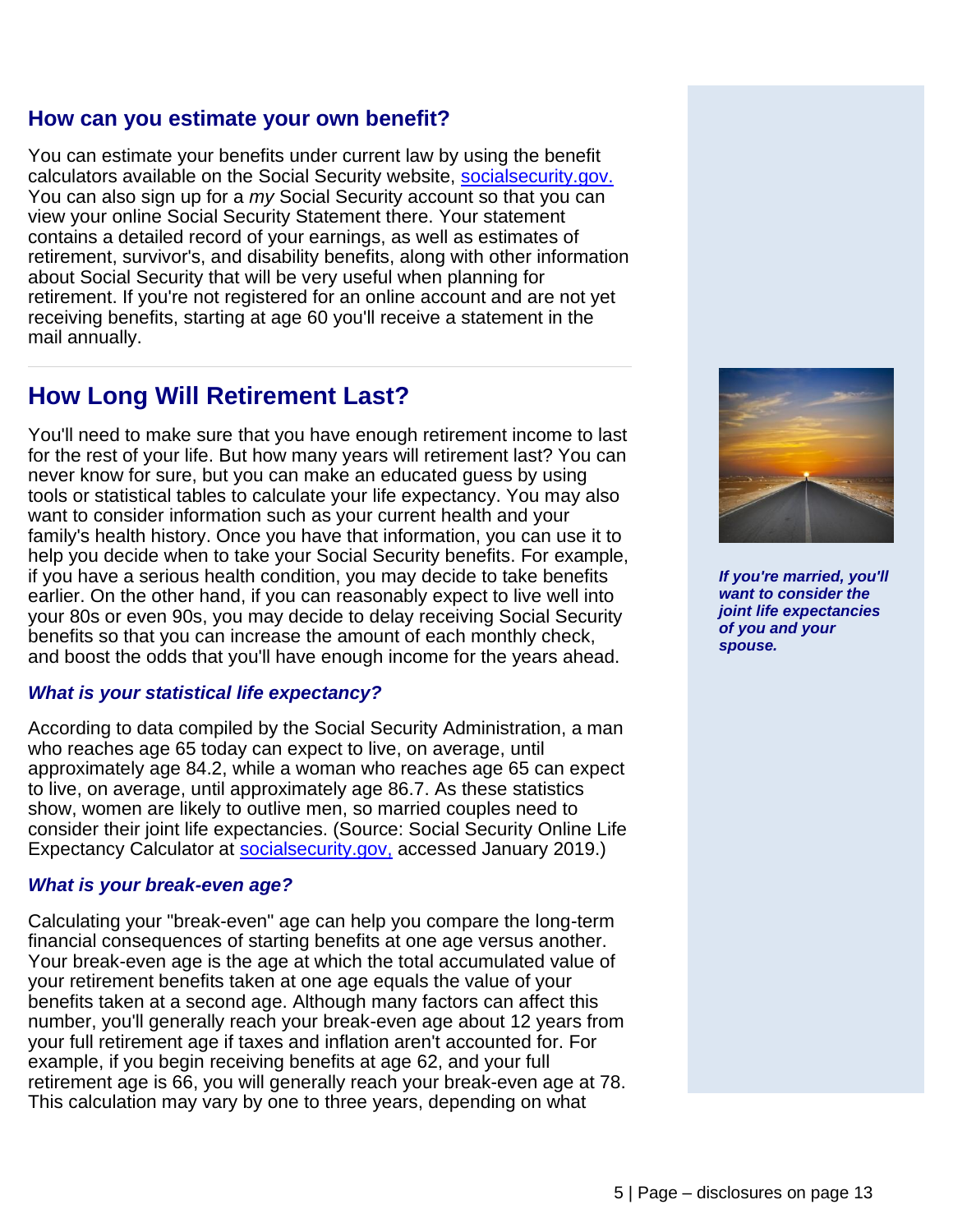## How can you estimate your own benefit?

You can estimate your benefits under current law by using the benefit calculators available on the Social Security website, [socialsecurity.gov.](socialsecurity.gov) You can also sign up for a *my* Social Security account so that you can view your online Social Security Statement there. Your statement contains a detailed record of your earnings, as well as estimates of retirement, survivor's, and disability benefits, along with other information about Social Security that will be very useful when planning for retirement. If you're not registered for an online account and are not yet receiving benefits, starting at age 60 you'll receive a statement in the mail annually.

# How Long Will Retirement Last?

You'll need to make sure that you have enough retirement income to last for the rest of your life. But how many years will retirement last? You can never know for sure, but you can make an educated guess by using tools or statistical tables to calculate your life expectancy. You may also want to consider information such as your current health and your family's health history. Once you have that information, you can use it to help you decide when to take your Social Security benefits. For example, if you have a serious health condition, you may decide to take benefits earlier. On the other hand, if you can reasonably expect to live well into your 80s or even 90s, you may decide to delay receiving Social Security benefits so that you can increase the amount of each monthly check, and boost the odds that you'll have enough income for the years ahead.

***If you're married, you'll want to consider the joint life expectancies of you and your spouse.***

### *What is your statistical life expectancy?*

According to data compiled by the Social Security Administration, a man who reaches age 65 today can expect to live, on average, until approximately age 84.2, while a woman who reaches age 65 can expect to live, on average, until approximately age 86.7. As these statistics show, women are likely to outlive men, so married couples need to consider their joint life expectancies. (Source: Social Security Online Life Expectancy Calculator at [socialsecurity.gov,](socialsecurity.gov) accessed January 2019.)

### *What is your break-even age?*

Calculating your "break-even" age can help you compare the long-term financial consequences of starting benefits at one age versus another. Your break-even age is the age at which the total accumulated value of your retirement benefits taken at one age equals the value of your benefits taken at a second age. Although many factors can affect this number, you'll generally reach your break-even age about 12 years from your full retirement age if taxes and inflation aren't accounted for. For example, if you begin receiving benefits at age 62, and your full retirement age is 66, you will generally reach your break-even age at 78. This calculation may vary by one to three years, depending on what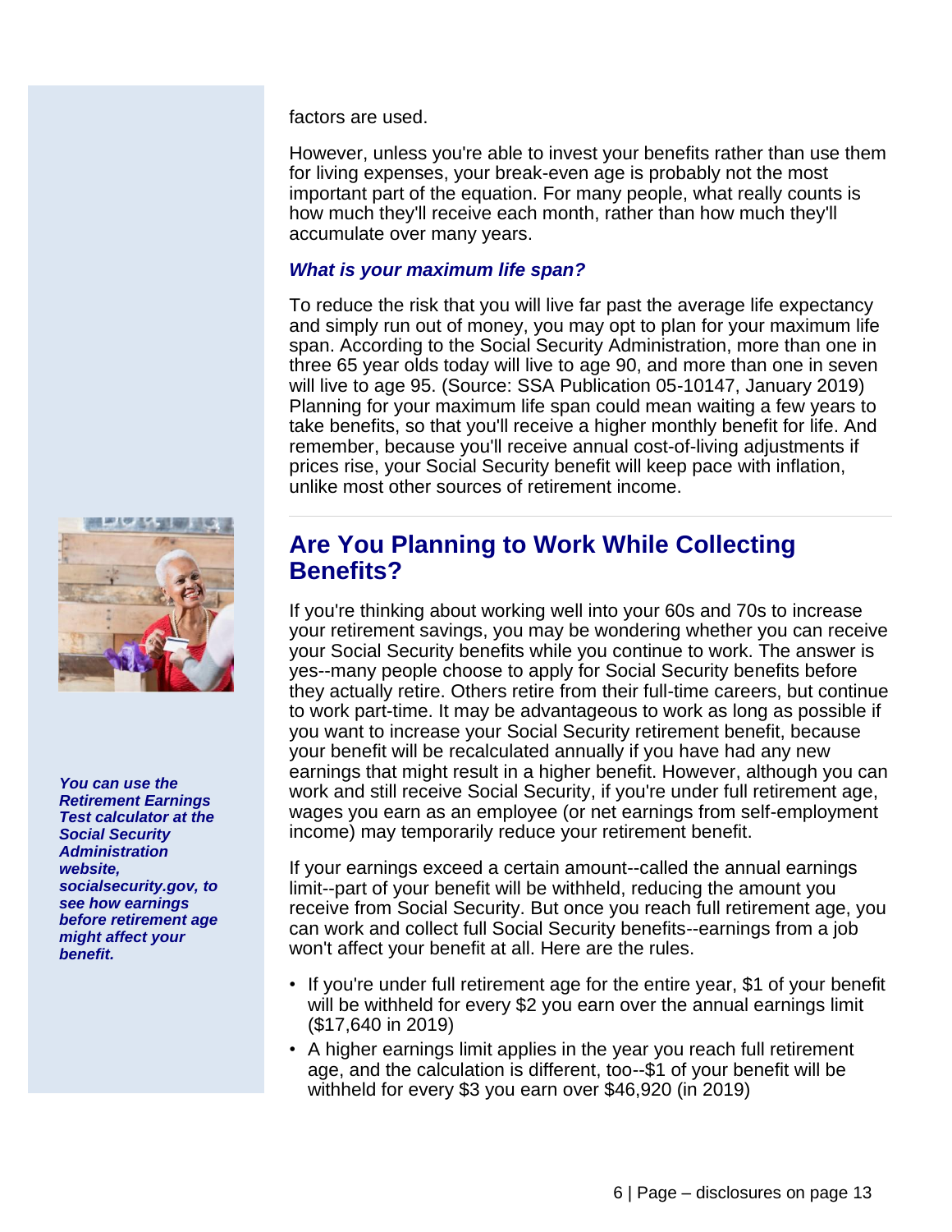factors are used.

However, unless you're able to invest your benefits rather than use them for living expenses, your break-even age is probably not the most important part of the equation. For many people, what really counts is how much they'll receive each month, rather than how much they'll accumulate over many years.

### *What is your maximum life span?*

To reduce the risk that you will live far past the average life expectancy and simply run out of money, you may opt to plan for your maximum life span. According to the Social Security Administration, more than one in three 65 year olds today will live to age 90, and more than one in seven will live to age 95. (Source: SSA Publication 05-10147, January 2019) Planning for your maximum life span could mean waiting a few years to take benefits, so that you'll receive a higher monthly benefit for life. And remember, because you'll receive annual cost-of-living adjustments if prices rise, your Social Security benefit will keep pace with inflation, unlike most other sources of retirement income.

## Are You Planning to Work While Collecting Benefits?

***You can use the Retirement Earnings Test calculator at the Social Security Administration website, socialsecurity.gov, to see how earnings before retirement age might affect your benefit.***

If you're thinking about working well into your 60s and 70s to increase your retirement savings, you may be wondering whether you can receive your Social Security benefits while you continue to work. The answer is yes--many people choose to apply for Social Security benefits before they actually retire. Others retire from their full-time careers, but continue to work part-time. It may be advantageous to work as long as possible if you want to increase your Social Security retirement benefit, because your benefit will be recalculated annually if you have had any new earnings that might result in a higher benefit. However, although you can work and still receive Social Security, if you're under full retirement age, wages you earn as an employee (or net earnings from self-employment income) may temporarily reduce your retirement benefit.

If your earnings exceed a certain amount--called the annual earnings limit--part of your benefit will be withheld, reducing the amount you receive from Social Security. But once you reach full retirement age, you can work and collect full Social Security benefits--earnings from a job won't affect your benefit at all. Here are the rules.

- If you're under full retirement age for the entire year, $1 of your benefit will be withheld for every $2 you earn over the annual earnings limit ($17,640 in 2019)
- A higher earnings limit applies in the year you reach full retirement age, and the calculation is different, too--$1 of your benefit will be withheld for every $3 you earn over $46,920 (in 2019)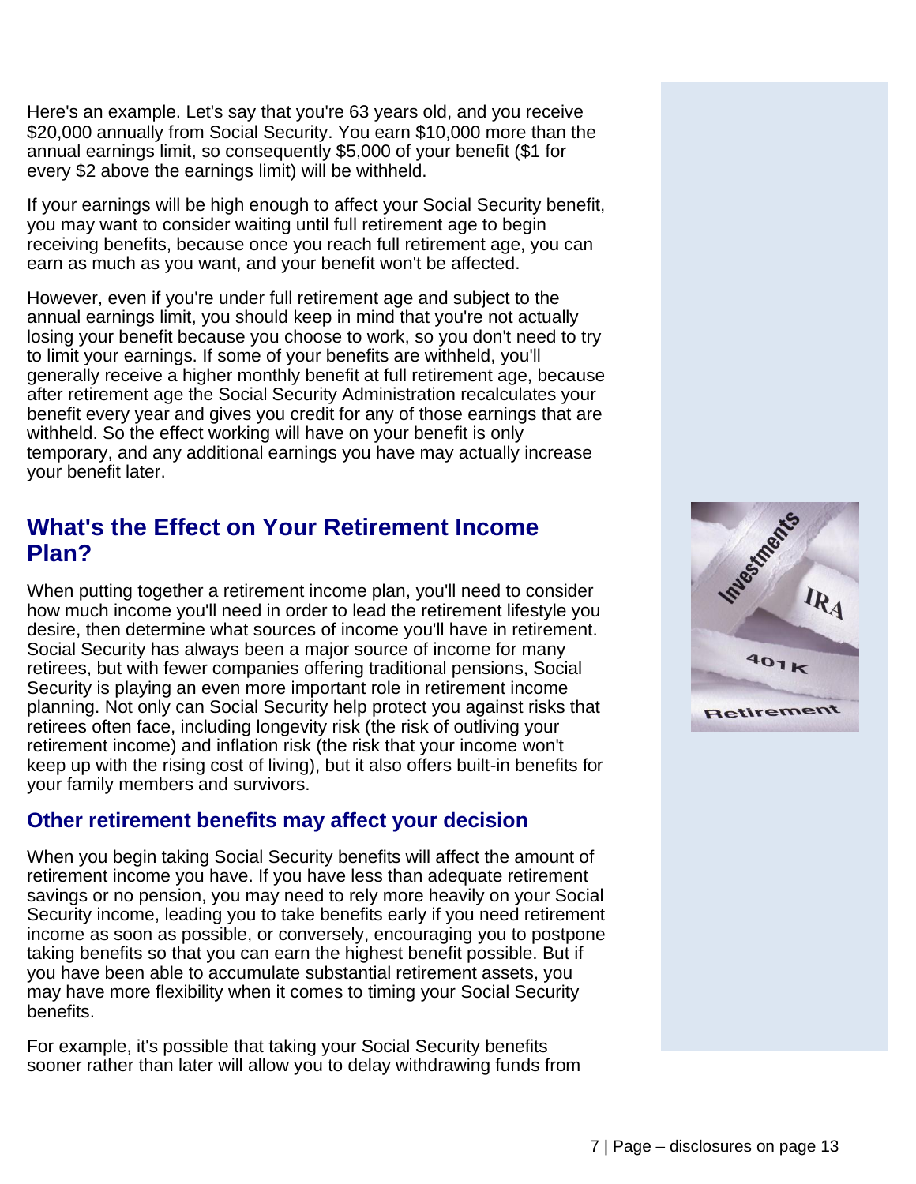Here's an example. Let's say that you're 63 years old, and you receive $20,000 annually from Social Security. You earn $10,000 more than the annual earnings limit, so consequently $5,000 of your benefit ($1 for every $2 above the earnings limit) will be withheld.

If your earnings will be high enough to affect your Social Security benefit, you may want to consider waiting until full retirement age to begin receiving benefits, because once you reach full retirement age, you can earn as much as you want, and your benefit won't be affected.

However, even if you're under full retirement age and subject to the annual earnings limit, you should keep in mind that you're not actually losing your benefit because you choose to work, so you don't need to try to limit your earnings. If some of your benefits are withheld, you'll generally receive a higher monthly benefit at full retirement age, because after retirement age the Social Security Administration recalculates your benefit every year and gives you credit for any of those earnings that are withheld. So the effect working will have on your benefit is only temporary, and any additional earnings you have may actually increase your benefit later.

---

## What's the Effect on Your Retirement Income Plan?

When putting together a retirement income plan, you'll need to consider how much income you'll need in order to lead the retirement lifestyle you desire, then determine what sources of income you'll have in retirement. Social Security has always been a major source of income for many retirees, but with fewer companies offering traditional pensions, Social Security is playing an even more important role in retirement income planning. Not only can Social Security help protect you against risks that retirees often face, including longevity risk (the risk of outliving your retirement income) and inflation risk (the risk that your income won't keep up with the rising cost of living), but it also offers built-in benefits for your family members and survivors.

### Other retirement benefits may affect your decision

When you begin taking Social Security benefits will affect the amount of retirement income you have. If you have less than adequate retirement savings or no pension, you may need to rely more heavily on your Social Security income, leading you to take benefits early if you need retirement income as soon as possible, or conversely, encouraging you to postpone taking benefits so that you can earn the highest benefit possible. But if you have been able to accumulate substantial retirement assets, you may have more flexibility when it comes to timing your Social Security benefits.

For example, it's possible that taking your Social Security benefits sooner rather than later will allow you to delay withdrawing funds from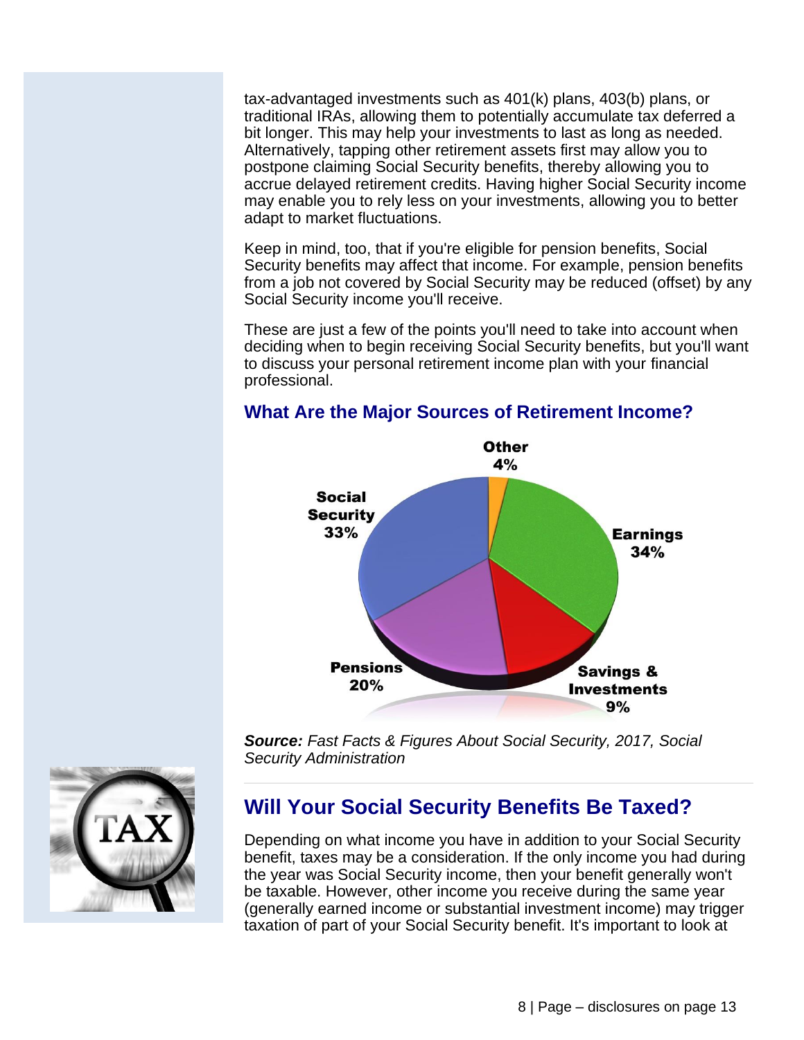tax-advantaged investments such as 401(k) plans, 403(b) plans, or traditional IRAs, allowing them to potentially accumulate tax deferred a bit longer. This may help your investments to last as long as needed. Alternatively, tapping other retirement assets first may allow you to postpone claiming Social Security benefits, thereby allowing you to accrue delayed retirement credits. Having higher Social Security income may enable you to rely less on your investments, allowing you to better adapt to market fluctuations.

Keep in mind, too, that if you're eligible for pension benefits, Social Security benefits may affect that income. For example, pension benefits from a job not covered by Social Security may be reduced (offset) by any Social Security income you'll receive.

These are just a few of the points you'll need to take into account when deciding when to begin receiving Social Security benefits, but you'll want to discuss your personal retirement income plan with your financial professional.

### What Are the Major Sources of Retirement Income?

| Source | Percentage |
|---|---|
| Earnings | 34% |
| Social Security | 33% |
| Pensions | 20% |
| Savings & Investments | 9% |
| Other | 4% |

***Source:*** *Fast Facts & Figures About Social Security, 2017, Social Security Administration*

## Will Your Social Security Benefits Be Taxed?

Depending on what income you have in addition to your Social Security benefit, taxes may be a consideration. If the only income you had during the year was Social Security income, then your benefit generally won't be taxable. However, other income you receive during the same year (generally earned income or substantial investment income) may trigger taxation of part of your Social Security benefit. It's important to look at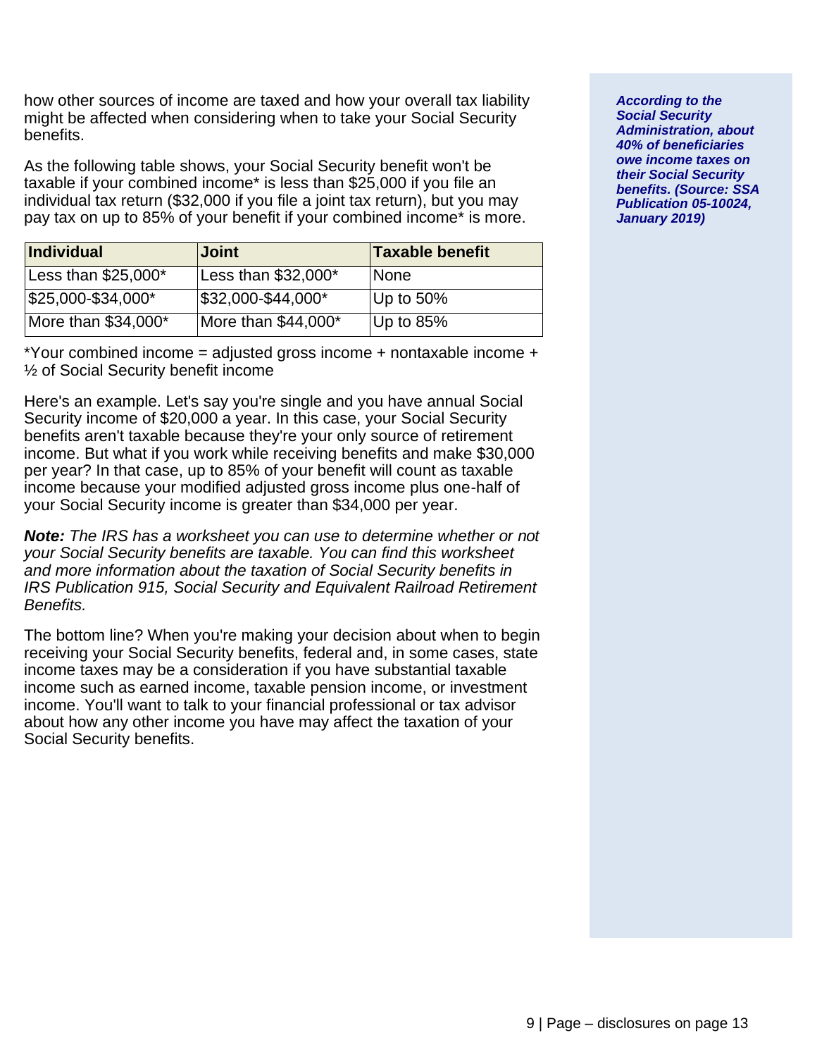how other sources of income are taxed and how your overall tax liability might be affected when considering when to take your Social Security benefits.

As the following table shows, your Social Security benefit won't be taxable if your combined income* is less than $25,000 if you file an individual tax return ($32,000 if you file a joint tax return), but you may pay tax on up to 85% of your benefit if your combined income* is more.

| Individual | Joint | Taxable benefit |
|---|---|---|
| Less than $25,000* | Less than $32,000* | None |
| $25,000-$34,000* | $32,000-$44,000* | Up to 50% |
| More than $34,000* | More than $44,000* | Up to 85% |

*Your combined income = adjusted gross income + nontaxable income + ½ of Social Security benefit income

Here's an example. Let's say you're single and you have annual Social Security income of $20,000 a year. In this case, your Social Security benefits aren't taxable because they're your only source of retirement income. But what if you work while receiving benefits and make $30,000 per year? In that case, up to 85% of your benefit will count as taxable income because your modified adjusted gross income plus one-half of your Social Security income is greater than $34,000 per year.

***Note:*** *The IRS has a worksheet you can use to determine whether or not your Social Security benefits are taxable. You can find this worksheet and more information about the taxation of Social Security benefits in IRS Publication 915, Social Security and Equivalent Railroad Retirement Benefits.*

The bottom line? When you're making your decision about when to begin receiving your Social Security benefits, federal and, in some cases, state income taxes may be a consideration if you have substantial taxable income such as earned income, taxable pension income, or investment income. You'll want to talk to your financial professional or tax advisor about how any other income you have may affect the taxation of your Social Security benefits.

***According to the Social Security Administration, about 40% of beneficiaries owe income taxes on their Social Security benefits. (Source: SSA Publication 05-10024, January 2019)***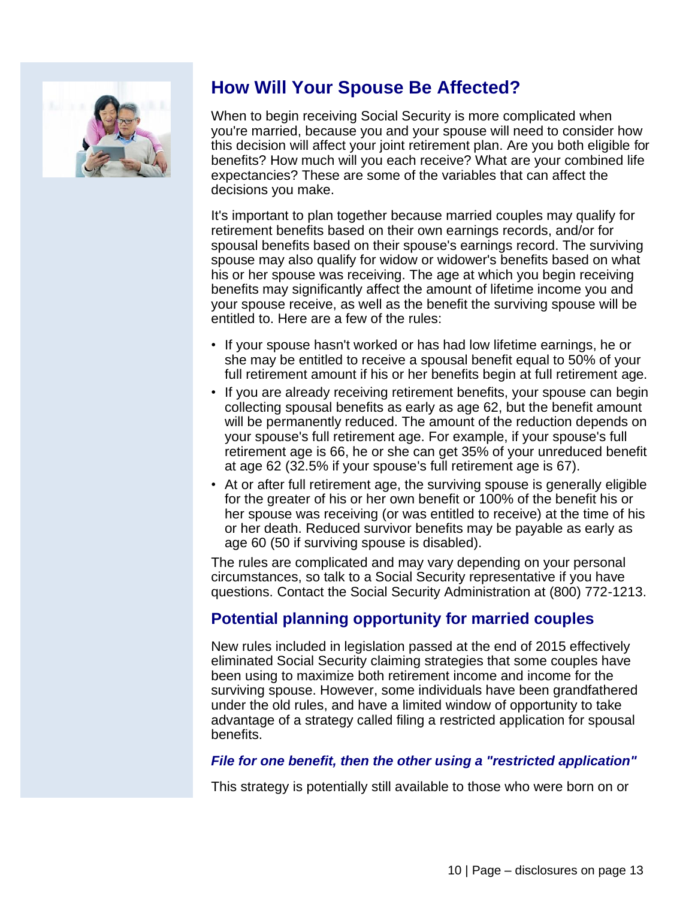## How Will Your Spouse Be Affected?

When to begin receiving Social Security is more complicated when you're married, because you and your spouse will need to consider how this decision will affect your joint retirement plan. Are you both eligible for benefits? How much will you each receive? What are your combined life expectancies? These are some of the variables that can affect the decisions you make.

It's important to plan together because married couples may qualify for retirement benefits based on their own earnings records, and/or for spousal benefits based on their spouse's earnings record. The surviving spouse may also qualify for widow or widower's benefits based on what his or her spouse was receiving. The age at which you begin receiving benefits may significantly affect the amount of lifetime income you and your spouse receive, as well as the benefit the surviving spouse will be entitled to. Here are a few of the rules:

- If your spouse hasn't worked or has had low lifetime earnings, he or she may be entitled to receive a spousal benefit equal to 50% of your full retirement amount if his or her benefits begin at full retirement age.
- If you are already receiving retirement benefits, your spouse can begin collecting spousal benefits as early as age 62, but the benefit amount will be permanently reduced. The amount of the reduction depends on your spouse's full retirement age. For example, if your spouse's full retirement age is 66, he or she can get 35% of your unreduced benefit at age 62 (32.5% if your spouse's full retirement age is 67).
- At or after full retirement age, the surviving spouse is generally eligible for the greater of his or her own benefit or 100% of the benefit his or her spouse was receiving (or was entitled to receive) at the time of his or her death. Reduced survivor benefits may be payable as early as age 60 (50 if surviving spouse is disabled).

The rules are complicated and may vary depending on your personal circumstances, so talk to a Social Security representative if you have questions. Contact the Social Security Administration at (800) 772-1213.

## Potential planning opportunity for married couples

New rules included in legislation passed at the end of 2015 effectively eliminated Social Security claiming strategies that some couples have been using to maximize both retirement income and income for the surviving spouse. However, some individuals have been grandfathered under the old rules, and have a limited window of opportunity to take advantage of a strategy called filing a restricted application for spousal benefits.

### *File for one benefit, then the other using a "restricted application"*

This strategy is potentially still available to those who were born on or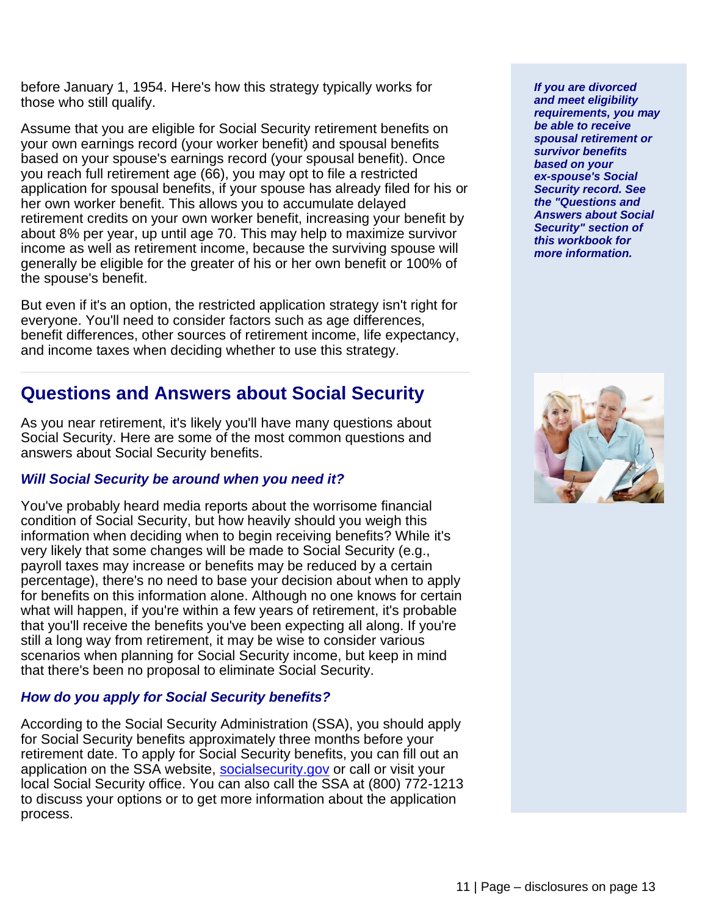before January 1, 1954. Here's how this strategy typically works for those who still qualify.

Assume that you are eligible for Social Security retirement benefits on your own earnings record (your worker benefit) and spousal benefits based on your spouse's earnings record (your spousal benefit). Once you reach full retirement age (66), you may opt to file a restricted application for spousal benefits, if your spouse has already filed for his or her own worker benefit. This allows you to accumulate delayed retirement credits on your own worker benefit, increasing your benefit by about 8% per year, up until age 70. This may help to maximize survivor income as well as retirement income, because the surviving spouse will generally be eligible for the greater of his or her own benefit or 100% of the spouse's benefit.

But even if it's an option, the restricted application strategy isn't right for everyone. You'll need to consider factors such as age differences, benefit differences, other sources of retirement income, life expectancy, and income taxes when deciding whether to use this strategy.

***If you are divorced and meet eligibility requirements, you may be able to receive spousal retirement or survivor benefits based on your ex-spouse's Social Security record. See the "Questions and Answers about Social Security" section of this workbook for more information.***

## Questions and Answers about Social Security

As you near retirement, it's likely you'll have many questions about Social Security. Here are some of the most common questions and answers about Social Security benefits.

### *Will Social Security be around when you need it?*

You've probably heard media reports about the worrisome financial condition of Social Security, but how heavily should you weigh this information when deciding when to begin receiving benefits? While it's very likely that some changes will be made to Social Security (e.g., payroll taxes may increase or benefits may be reduced by a certain percentage), there's no need to base your decision about when to apply for benefits on this information alone. Although no one knows for certain what will happen, if you're within a few years of retirement, it's probable that you'll receive the benefits you've been expecting all along. If you're still a long way from retirement, it may be wise to consider various scenarios when planning for Social Security income, but keep in mind that there's been no proposal to eliminate Social Security.

### *How do you apply for Social Security benefits?*

According to the Social Security Administration (SSA), you should apply for Social Security benefits approximately three months before your retirement date. To apply for Social Security benefits, you can fill out an application on the SSA website, socialsecurity.gov or call or visit your local Social Security office. You can also call the SSA at (800) 772-1213 to discuss your options or to get more information about the application process.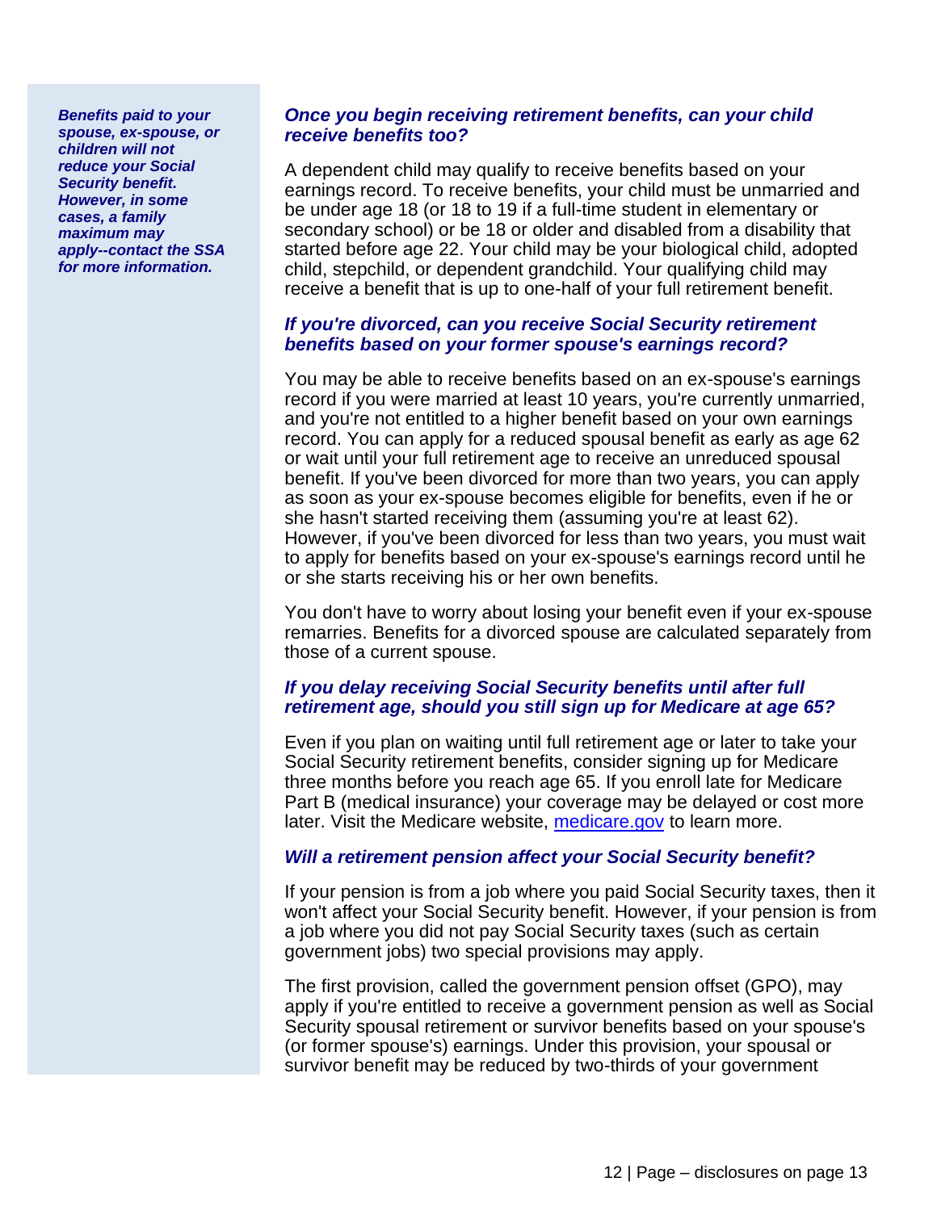***Benefits paid to your spouse, ex-spouse, or children will not reduce your Social Security benefit. However, in some cases, a family maximum may apply--contact the SSA for more information.***

### *Once you begin receiving retirement benefits, can your child receive benefits too?*

A dependent child may qualify to receive benefits based on your earnings record. To receive benefits, your child must be unmarried and be under age 18 (or 18 to 19 if a full-time student in elementary or secondary school) or be 18 or older and disabled from a disability that started before age 22. Your child may be your biological child, adopted child, stepchild, or dependent grandchild. Your qualifying child may receive a benefit that is up to one-half of your full retirement benefit.

### *If you're divorced, can you receive Social Security retirement benefits based on your former spouse's earnings record?*

You may be able to receive benefits based on an ex-spouse's earnings record if you were married at least 10 years, you're currently unmarried, and you're not entitled to a higher benefit based on your own earnings record. You can apply for a reduced spousal benefit as early as age 62 or wait until your full retirement age to receive an unreduced spousal benefit. If you've been divorced for more than two years, you can apply as soon as your ex-spouse becomes eligible for benefits, even if he or she hasn't started receiving them (assuming you're at least 62). However, if you've been divorced for less than two years, you must wait to apply for benefits based on your ex-spouse's earnings record until he or she starts receiving his or her own benefits.

You don't have to worry about losing your benefit even if your ex-spouse remarries. Benefits for a divorced spouse are calculated separately from those of a current spouse.

### *If you delay receiving Social Security benefits until after full retirement age, should you still sign up for Medicare at age 65?*

Even if you plan on waiting until full retirement age or later to take your Social Security retirement benefits, consider signing up for Medicare three months before you reach age 65. If you enroll late for Medicare Part B (medical insurance) your coverage may be delayed or cost more later. Visit the Medicare website, [medicare.gov](https://www.medicare.gov) to learn more.

### *Will a retirement pension affect your Social Security benefit?*

If your pension is from a job where you paid Social Security taxes, then it won't affect your Social Security benefit. However, if your pension is from a job where you did not pay Social Security taxes (such as certain government jobs) two special provisions may apply.

The first provision, called the government pension offset (GPO), may apply if you're entitled to receive a government pension as well as Social Security spousal retirement or survivor benefits based on your spouse's (or former spouse's) earnings. Under this provision, your spousal or survivor benefit may be reduced by two-thirds of your government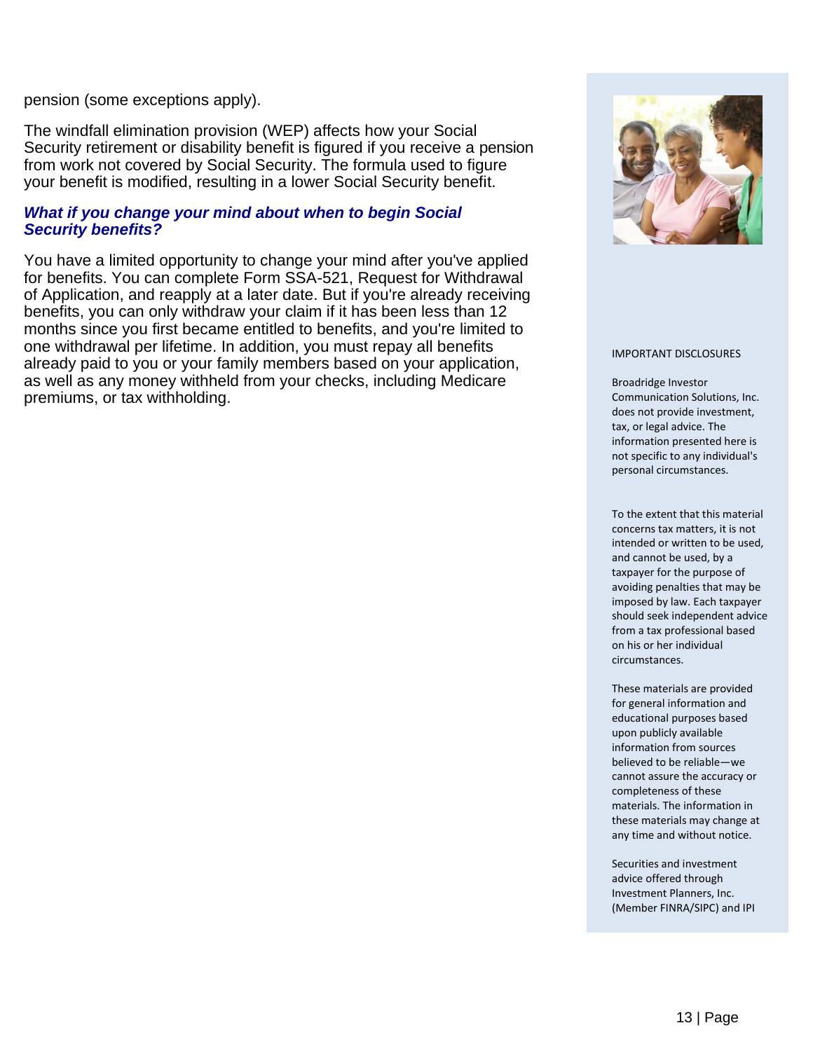pension (some exceptions apply).

The windfall elimination provision (WEP) affects how your Social Security retirement or disability benefit is figured if you receive a pension from work not covered by Social Security. The formula used to figure your benefit is modified, resulting in a lower Social Security benefit.

### *What if you change your mind about when to begin Social Security benefits?*

You have a limited opportunity to change your mind after you've applied for benefits. You can complete Form SSA-521, Request for Withdrawal of Application, and reapply at a later date. But if you're already receiving benefits, you can only withdraw your claim if it has been less than 12 months since you first became entitled to benefits, and you're limited to one withdrawal per lifetime. In addition, you must repay all benefits already paid to you or your family members based on your application, as well as any money withheld from your checks, including Medicare premiums, or tax withholding.

IMPORTANT DISCLOSURES

Broadridge Investor Communication Solutions, Inc. does not provide investment, tax, or legal advice. The information presented here is not specific to any individual's personal circumstances.

To the extent that this material concerns tax matters, it is not intended or written to be used, and cannot be used, by a taxpayer for the purpose of avoiding penalties that may be imposed by law. Each taxpayer should seek independent advice from a tax professional based on his or her individual circumstances.

These materials are provided for general information and educational purposes based upon publicly available information from sources believed to be reliable—we cannot assure the accuracy or completeness of these materials. The information in these materials may change at any time and without notice.

Securities and investment advice offered through Investment Planners, Inc. (Member FINRA/SIPC) and IPI